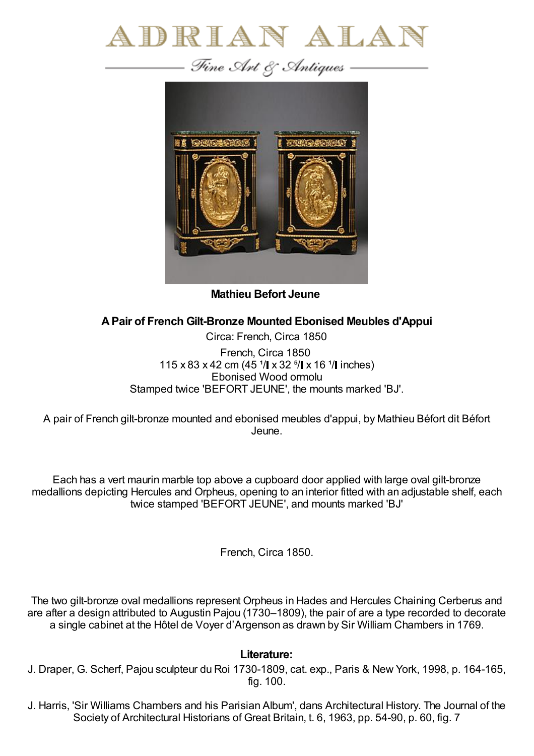# ADRIAN ALAN

*Fine Art & Antiques*

**Mathieu Befort Jeune**

**A Pair of French Gilt-Bronze Mounted Ebonised Meubles d'Appui**

Circa: French, Circa 1850

French, Circa 1850
115 x 83 x 42 cm (45 1/ x 32 5/ x 16 1/ inches)
Ebonised Wood ormolu
Stamped twice 'BEFORT JEUNE', the mounts marked 'BJ'.

A pair of French gilt-bronze mounted and ebonised meubles d'appui, by Mathieu Béfort dit Béfort Jeune.

Each has a vert maurin marble top above a cupboard door applied with large oval gilt-bronze medallions depicting Hercules and Orpheus, opening to an interior fitted with an adjustable shelf, each twice stamped 'BEFORT JEUNE', and mounts marked 'BJ'

French, Circa 1850.

The two gilt-bronze oval medallions represent Orpheus in Hades and Hercules Chaining Cerberus and are after a design attributed to Augustin Pajou (1730–1809), the pair of are a type recorded to decorate a single cabinet at the Hôtel de Voyer d'Argenson as drawn by Sir William Chambers in 1769.

**Literature:**

J. Draper, G. Scherf, Pajou sculpteur du Roi 1730-1809, cat. exp., Paris & New York, 1998, p. 164-165, fig. 100.

J. Harris, 'Sir Williams Chambers and his Parisian Album', dans Architectural History. The Journal of the Society of Architectural Historians of Great Britain, t. 6, 1963, pp. 54-90, p. 60, fig. 7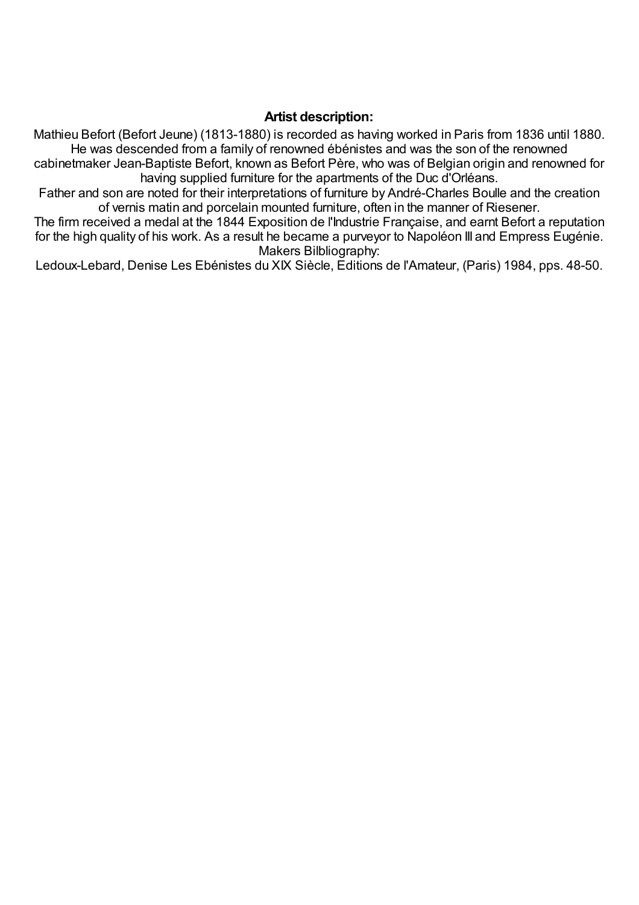**Artist description:**

Mathieu Befort (Befort Jeune) (1813-1880) is recorded as having worked in Paris from 1836 until 1880. He was descended from a family of renowned ébénistes and was the son of the renowned cabinetmaker Jean-Baptiste Befort, known as Befort Père, who was of Belgian origin and renowned for having supplied furniture for the apartments of the Duc d'Orléans.

Father and son are noted for their interpretations of furniture by André-Charles Boulle and the creation of vernis matin and porcelain mounted furniture, often in the manner of Riesener.

The firm received a medal at the 1844 Exposition de l'Industrie Française, and earnt Befort a reputation for the high quality of his work. As a result he became a purveyor to Napoléon III and Empress Eugénie.

Makers Bilbliography:

Ledoux-Lebard, Denise Les Ebénistes du XIX Siècle, Editions de l'Amateur, (Paris) 1984, pps. 48-50.